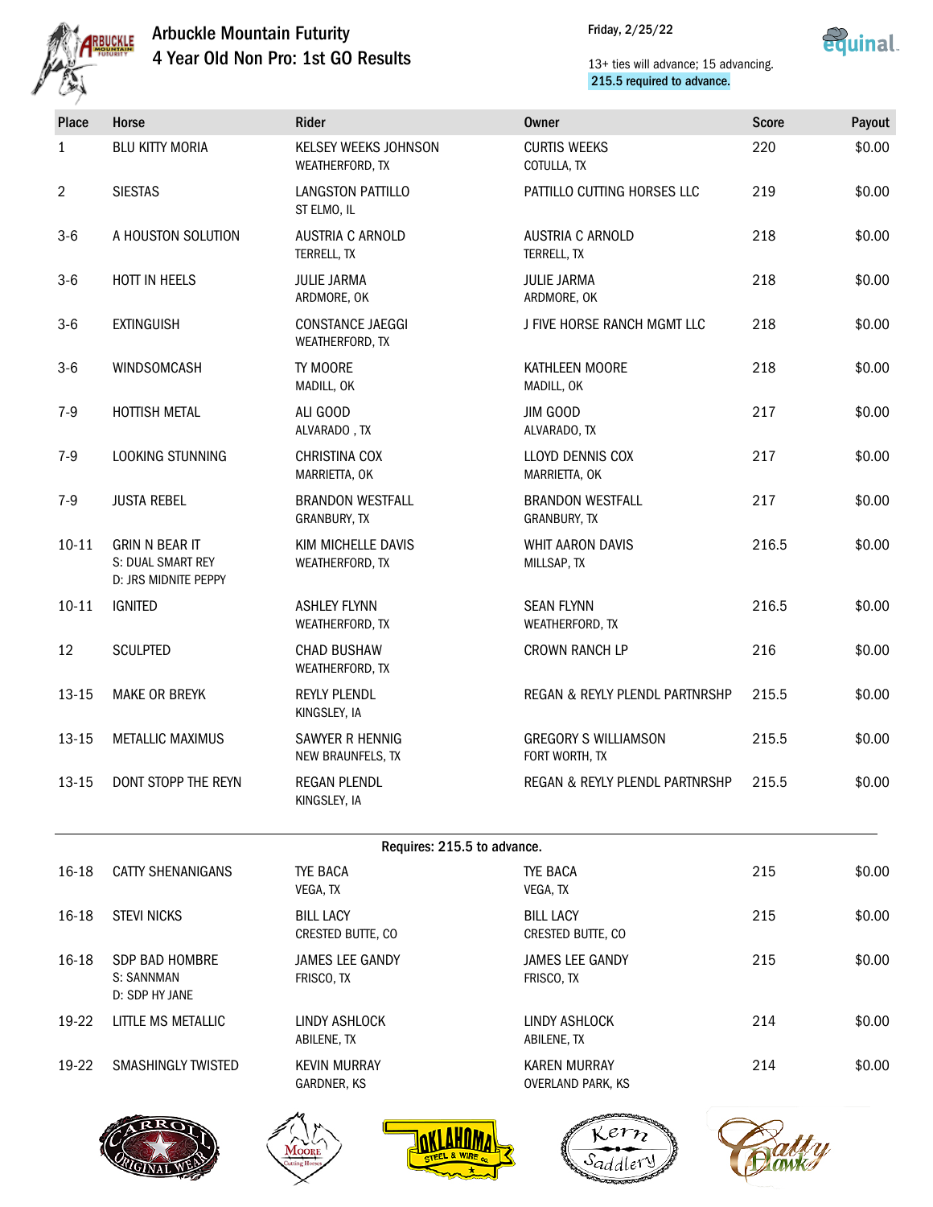# Arbuckle Mountain Futurity

## 4 Year Old Non Pro: 1st GO Results

Friday, 2/25/22

13+ ties will advance; 15 advancing.
215.5 required to advance.

| Place | Horse | Rider | Owner | Score | Payout |
|---|---|---|---|---|---|
| 1 | BLU KITTY MORIA | KELSEY WEEKS JOHNSON<br>WEATHERFORD, TX | CURTIS WEEKS<br>COTULLA, TX | 220 | $0.00 |
| 2 | SIESTAS | LANGSTON PATTILLO<br>ST ELMO, IL | PATTILLO CUTTING HORSES LLC | 219 | $0.00 |
| 3-6 | A HOUSTON SOLUTION | AUSTRIA C ARNOLD<br>TERRELL, TX | AUSTRIA C ARNOLD<br>TERRELL, TX | 218 | $0.00 |
| 3-6 | HOTT IN HEELS | JULIE JARMA<br>ARDMORE, OK | JULIE JARMA<br>ARDMORE, OK | 218 | $0.00 |
| 3-6 | EXTINGUISH | CONSTANCE JAEGGI<br>WEATHERFORD, TX | J FIVE HORSE RANCH MGMT LLC | 218 | $0.00 |
| 3-6 | WINDSOMCASH | TY MOORE<br>MADILL, OK | KATHLEEN MOORE<br>MADILL, OK | 218 | $0.00 |
| 7-9 | HOTTISH METAL | ALI GOOD<br>ALVARADO , TX | JIM GOOD<br>ALVARADO, TX | 217 | $0.00 |
| 7-9 | LOOKING STUNNING | CHRISTINA COX<br>MARRIETTA, OK | LLOYD DENNIS COX<br>MARRIETTA, OK | 217 | $0.00 |
| 7-9 | JUSTA REBEL | BRANDON WESTFALL<br>GRANBURY, TX | BRANDON WESTFALL<br>GRANBURY, TX | 217 | $0.00 |
| 10-11 | GRIN N BEAR IT<br>S: DUAL SMART REY<br>D: JRS MIDNITE PEPPY | KIM MICHELLE DAVIS<br>WEATHERFORD, TX | WHIT AARON DAVIS<br>MILLSAP, TX | 216.5 | $0.00 |
| 10-11 | IGNITED | ASHLEY FLYNN<br>WEATHERFORD, TX | SEAN FLYNN<br>WEATHERFORD, TX | 216.5 | $0.00 |
| 12 | SCULPTED | CHAD BUSHAW<br>WEATHERFORD, TX | CROWN RANCH LP | 216 | $0.00 |
| 13-15 | MAKE OR BREYK | REYLY PLENDL<br>KINGSLEY, IA | REGAN & REYLY PLENDL PARTNRSHP | 215.5 | $0.00 |
| 13-15 | METALLIC MAXIMUS | SAWYER R HENNIG<br>NEW BRAUNFELS, TX | GREGORY S WILLIAMSON<br>FORT WORTH, TX | 215.5 | $0.00 |
| 13-15 | DONT STOPP THE REYN | REGAN PLENDL<br>KINGSLEY, IA | REGAN & REYLY PLENDL PARTNRSHP | 215.5 | $0.00 |

Requires: 215.5 to advance.

| Place | Horse | Rider | Owner | Score | Payout |
|---|---|---|---|---|---|
| 16-18 | CATTY SHENANIGANS | TYE BACA<br>VEGA, TX | TYE BACA<br>VEGA, TX | 215 | $0.00 |
| 16-18 | STEVI NICKS | BILL LACY<br>CRESTED BUTTE, CO | BILL LACY<br>CRESTED BUTTE, CO | 215 | $0.00 |
| 16-18 | SDP BAD HOMBRE<br>S: SANNMAN<br>D: SDP HY JANE | JAMES LEE GANDY<br>FRISCO, TX | JAMES LEE GANDY<br>FRISCO, TX | 215 | $0.00 |
| 19-22 | LITTLE MS METALLIC | LINDY ASHLOCK<br>ABILENE, TX | LINDY ASHLOCK<br>ABILENE, TX | 214 | $0.00 |
| 19-22 | SMASHINGLY TWISTED | KEVIN MURRAY<br>GARDNER, KS | KAREN MURRAY<br>OVERLAND PARK, KS | 214 | $0.00 |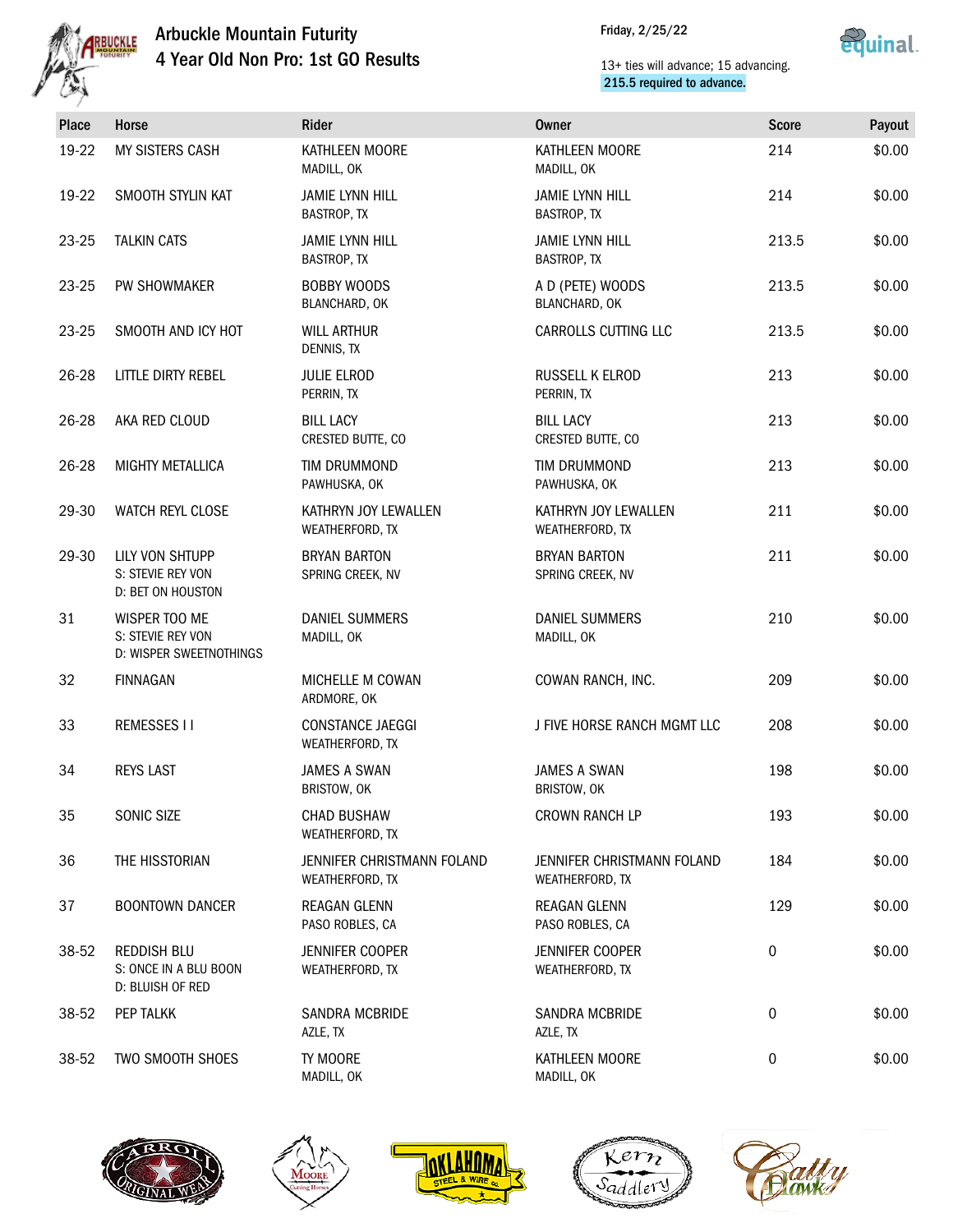# Arbuckle Mountain Futurity
## 4 Year Old Non Pro: 1st GO Results

Friday, 2/25/22

13+ ties will advance; 15 advancing.
215.5 required to advance.

| Place | Horse | Rider | Owner | Score | Payout |
|---|---|---|---|---|---|
| 19-22 | MY SISTERS CASH | KATHLEEN MOORE<br>MADILL, OK | KATHLEEN MOORE<br>MADILL, OK | 214 | $0.00 |
| 19-22 | SMOOTH STYLIN KAT | JAMIE LYNN HILL<br>BASTROP, TX | JAMIE LYNN HILL<br>BASTROP, TX | 214 | $0.00 |
| 23-25 | TALKIN CATS | JAMIE LYNN HILL<br>BASTROP, TX | JAMIE LYNN HILL<br>BASTROP, TX | 213.5 | $0.00 |
| 23-25 | PW SHOWMAKER | BOBBY WOODS<br>BLANCHARD, OK | A D (PETE) WOODS<br>BLANCHARD, OK | 213.5 | $0.00 |
| 23-25 | SMOOTH AND ICY HOT | WILL ARTHUR<br>DENNIS, TX | CARROLLS CUTTING LLC | 213.5 | $0.00 |
| 26-28 | LITTLE DIRTY REBEL | JULIE ELROD<br>PERRIN, TX | RUSSELL K ELROD<br>PERRIN, TX | 213 | $0.00 |
| 26-28 | AKA RED CLOUD | BILL LACY<br>CRESTED BUTTE, CO | BILL LACY<br>CRESTED BUTTE, CO | 213 | $0.00 |
| 26-28 | MIGHTY METALLICA | TIM DRUMMOND<br>PAWHUSKA, OK | TIM DRUMMOND<br>PAWHUSKA, OK | 213 | $0.00 |
| 29-30 | WATCH REYL CLOSE | KATHRYN JOY LEWALLEN<br>WEATHERFORD, TX | KATHRYN JOY LEWALLEN<br>WEATHERFORD, TX | 211 | $0.00 |
| 29-30 | LILY VON SHTUPP<br>S: STEVIE REY VON<br>D: BET ON HOUSTON | BRYAN BARTON<br>SPRING CREEK, NV | BRYAN BARTON<br>SPRING CREEK, NV | 211 | $0.00 |
| 31 | WISPER TOO ME<br>S: STEVIE REY VON<br>D: WISPER SWEETNOTHINGS | DANIEL SUMMERS<br>MADILL, OK | DANIEL SUMMERS<br>MADILL, OK | 210 | $0.00 |
| 32 | FINNAGAN | MICHELLE M COWAN<br>ARDMORE, OK | COWAN RANCH, INC. | 209 | $0.00 |
| 33 | REMESSES I I | CONSTANCE JAEGGI<br>WEATHERFORD, TX | J FIVE HORSE RANCH MGMT LLC | 208 | $0.00 |
| 34 | REYS LAST | JAMES A SWAN<br>BRISTOW, OK | JAMES A SWAN<br>BRISTOW, OK | 198 | $0.00 |
| 35 | SONIC SIZE | CHAD BUSHAW<br>WEATHERFORD, TX | CROWN RANCH LP | 193 | $0.00 |
| 36 | THE HISSTORIAN | JENNIFER CHRISTMANN FOLAND<br>WEATHERFORD, TX | JENNIFER CHRISTMANN FOLAND<br>WEATHERFORD, TX | 184 | $0.00 |
| 37 | BOONTOWN DANCER | REAGAN GLENN<br>PASO ROBLES, CA | REAGAN GLENN<br>PASO ROBLES, CA | 129 | $0.00 |
| 38-52 | REDDISH BLU<br>S: ONCE IN A BLU BOON<br>D: BLUISH OF RED | JENNIFER COOPER<br>WEATHERFORD, TX | JENNIFER COOPER<br>WEATHERFORD, TX | 0 | $0.00 |
| 38-52 | PEP TALKK | SANDRA MCBRIDE<br>AZLE, TX | SANDRA MCBRIDE<br>AZLE, TX | 0 | $0.00 |
| 38-52 | TWO SMOOTH SHOES | TY MOORE<br>MADILL, OK | KATHLEEN MOORE<br>MADILL, OK | 0 | $0.00 |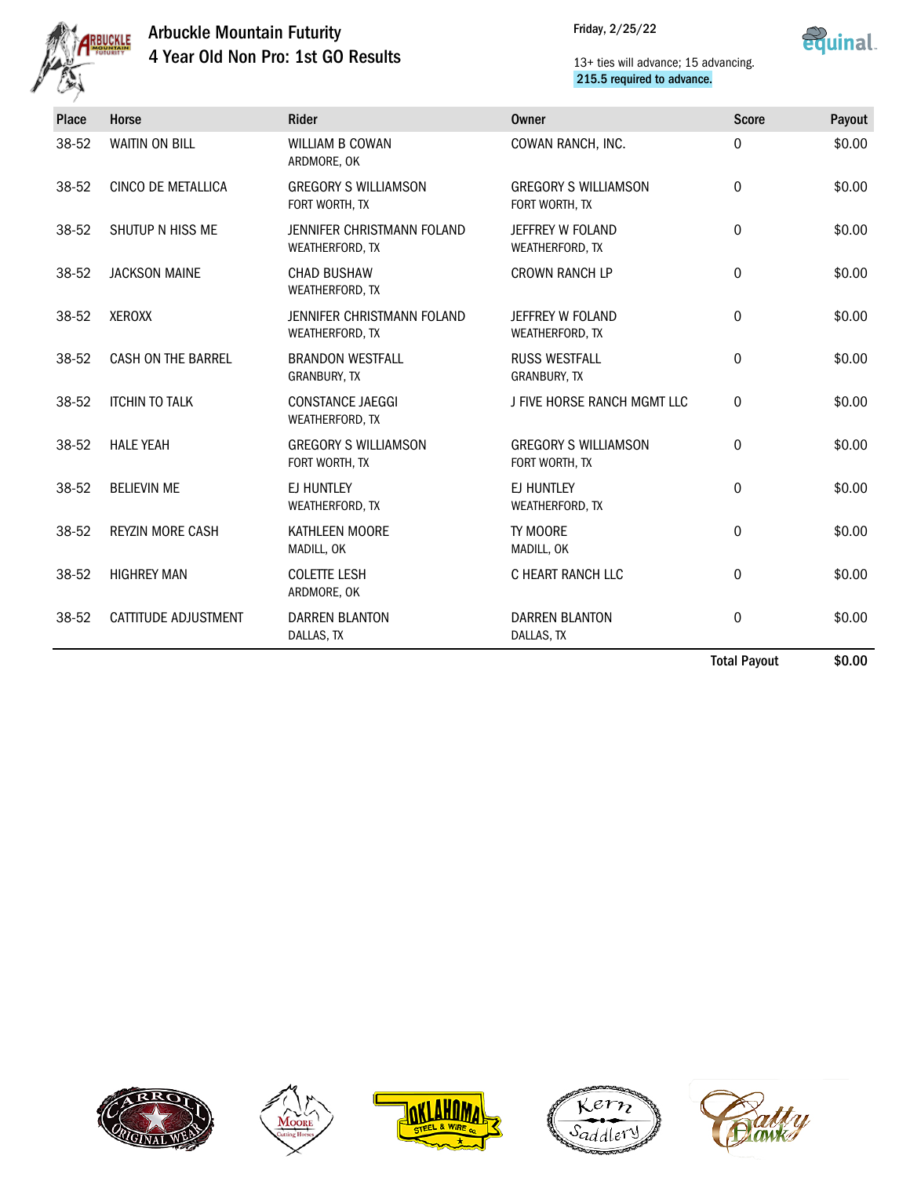# Arbuckle Mountain Futurity
## 4 Year Old Non Pro: 1st GO Results

Friday, 2/25/22

13+ ties will advance; 15 advancing.
**215.5 required to advance.**

| Place | Horse | Rider | Owner | Score | Payout |
|---|---|---|---|---|---|
| 38-52 | WAITIN ON BILL | WILLIAM B COWAN<br>ARDMORE, OK | COWAN RANCH, INC. | 0 | $0.00 |
| 38-52 | CINCO DE METALLICA | GREGORY S WILLIAMSON<br>FORT WORTH, TX | GREGORY S WILLIAMSON<br>FORT WORTH, TX | 0 | $0.00 |
| 38-52 | SHUTUP N HISS ME | JENNIFER CHRISTMANN FOLAND<br>WEATHERFORD, TX | JEFFREY W FOLAND<br>WEATHERFORD, TX | 0 | $0.00 |
| 38-52 | JACKSON MAINE | CHAD BUSHAW<br>WEATHERFORD, TX | CROWN RANCH LP | 0 | $0.00 |
| 38-52 | XEROXX | JENNIFER CHRISTMANN FOLAND<br>WEATHERFORD, TX | JEFFREY W FOLAND<br>WEATHERFORD, TX | 0 | $0.00 |
| 38-52 | CASH ON THE BARREL | BRANDON WESTFALL<br>GRANBURY, TX | RUSS WESTFALL<br>GRANBURY, TX | 0 | $0.00 |
| 38-52 | ITCHIN TO TALK | CONSTANCE JAEGGI<br>WEATHERFORD, TX | J FIVE HORSE RANCH MGMT LLC | 0 | $0.00 |
| 38-52 | HALE YEAH | GREGORY S WILLIAMSON<br>FORT WORTH, TX | GREGORY S WILLIAMSON<br>FORT WORTH, TX | 0 | $0.00 |
| 38-52 | BELIEVIN ME | EJ HUNTLEY<br>WEATHERFORD, TX | EJ HUNTLEY<br>WEATHERFORD, TX | 0 | $0.00 |
| 38-52 | REYZIN MORE CASH | KATHLEEN MOORE<br>MADILL, OK | TY MOORE<br>MADILL, OK | 0 | $0.00 |
| 38-52 | HIGHREY MAN | COLETTE LESH<br>ARDMORE, OK | C HEART RANCH LLC | 0 | $0.00 |
| 38-52 | CATTITUDE ADJUSTMENT | DARREN BLANTON<br>DALLAS, TX | DARREN BLANTON<br>DALLAS, TX | 0 | $0.00 |
| | | | | **Total Payout** | **$0.00** |